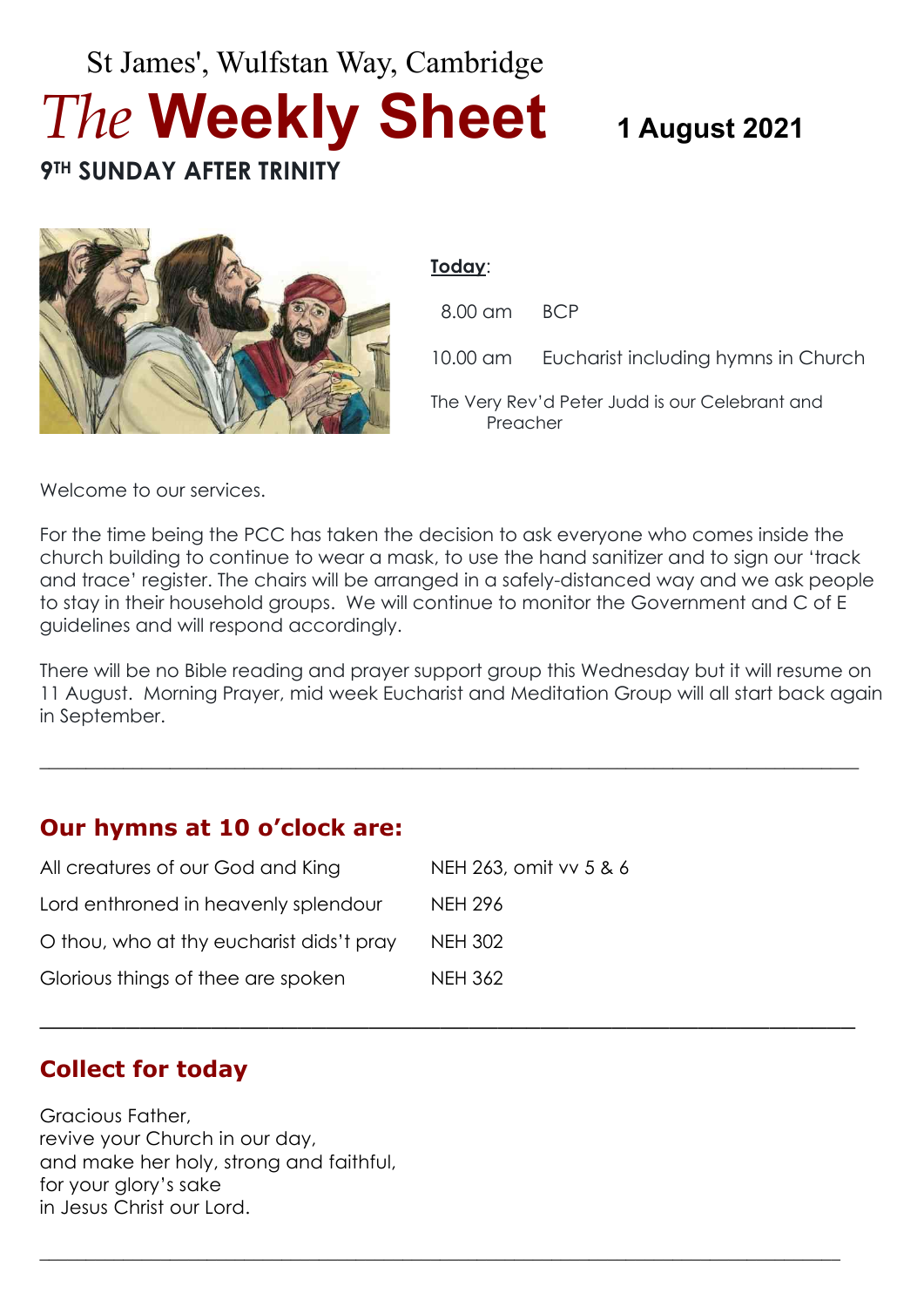St James', Wulfstan Way, Cambridge

# *The* **Weekly Sheet**

**1 August 2021**

## 9TH SUNDAY AFTER TRINITY

**Today**:

8.00 am BCP

10.00 am Eucharist including hymns in Church

The Very Rev'd Peter Judd is our Celebrant and Preacher

Welcome to our services.

For the time being the PCC has taken the decision to ask everyone who comes inside the church building to continue to wear a mask, to use the hand sanitizer and to sign our 'track and trace' register. The chairs will be arranged in a safely-distanced way and we ask people to stay in their household groups. We will continue to monitor the Government and C of E guidelines and will respond accordingly.

There will be no Bible reading and prayer support group this Wednesday but it will resume on 11 August. Morning Prayer, mid week Eucharist and Meditation Group will all start back again in September.

---

## Our hymns at 10 o'clock are:

| | |
|---|---|
| All creatures of our God and King | NEH 263, omit vv 5 & 6 |
| Lord enthroned in heavenly splendour | NEH 296 |
| O thou, who at thy eucharist did's't pray | NEH 302 |
| Glorious things of thee are spoken | NEH 362 |

---

## Collect for today

Gracious Father,
revive your Church in our day,
and make her holy, strong and faithful,
for your glory's sake
in Jesus Christ our Lord.

---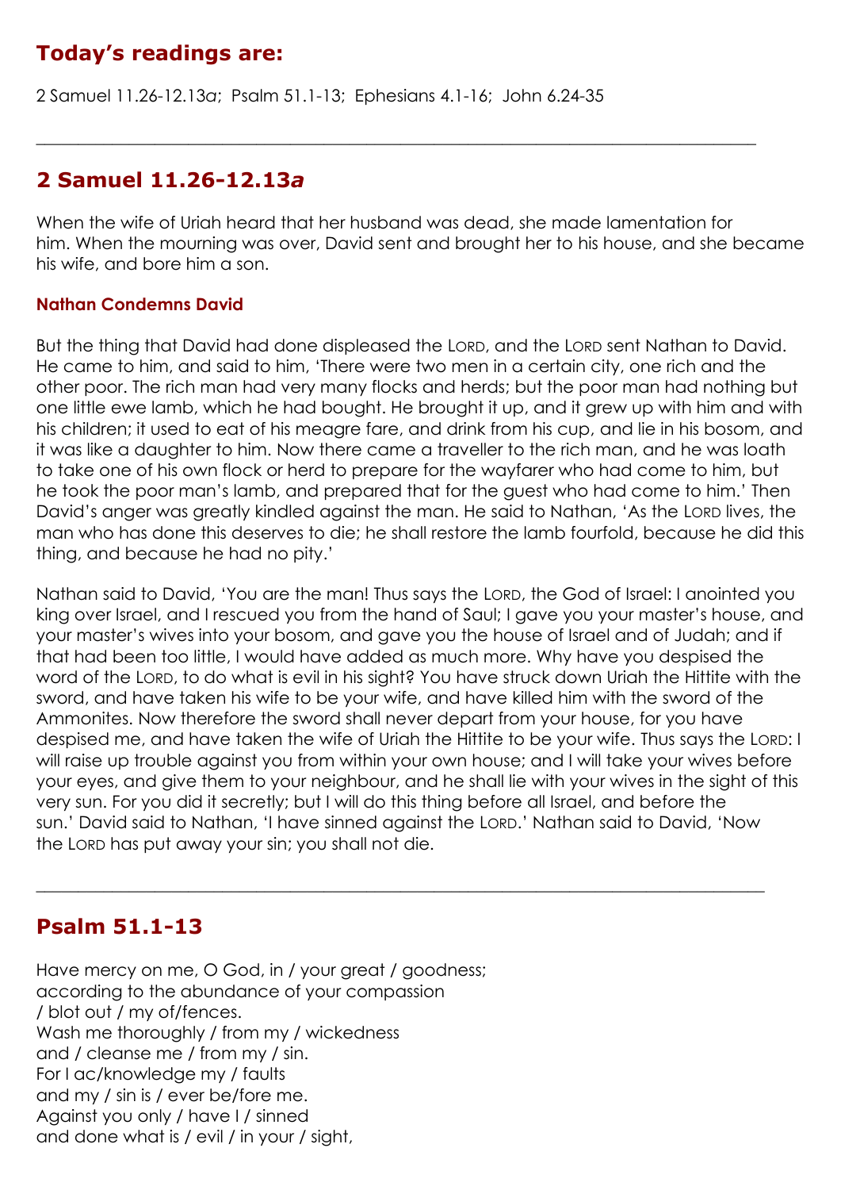## Today's readings are:

2 Samuel 11.26-12.13*a*; Psalm 51.1-13; Ephesians 4.1-16; John 6.24-35

---

## 2 Samuel 11.26-12.13*a*

When the wife of Uriah heard that her husband was dead, she made lamentation for him. When the mourning was over, David sent and brought her to his house, and she became his wife, and bore him a son.

#### Nathan Condemns David

But the thing that David had done displeased the LORD, and the LORD sent Nathan to David. He came to him, and said to him, 'There were two men in a certain city, one rich and the other poor. The rich man had very many flocks and herds; but the poor man had nothing but one little ewe lamb, which he had bought. He brought it up, and it grew up with him and with his children; it used to eat of his meagre fare, and drink from his cup, and lie in his bosom, and it was like a daughter to him. Now there came a traveller to the rich man, and he was loath to take one of his own flock or herd to prepare for the wayfarer who had come to him, but he took the poor man's lamb, and prepared that for the guest who had come to him.' Then David's anger was greatly kindled against the man. He said to Nathan, 'As the LORD lives, the man who has done this deserves to die; he shall restore the lamb fourfold, because he did this thing, and because he had no pity.'

Nathan said to David, 'You are the man! Thus says the LORD, the God of Israel: I anointed you king over Israel, and I rescued you from the hand of Saul; I gave you your master's house, and your master's wives into your bosom, and gave you the house of Israel and of Judah; and if that had been too little, I would have added as much more. Why have you despised the word of the LORD, to do what is evil in his sight? You have struck down Uriah the Hittite with the sword, and have taken his wife to be your wife, and have killed him with the sword of the Ammonites. Now therefore the sword shall never depart from your house, for you have despised me, and have taken the wife of Uriah the Hittite to be your wife. Thus says the LORD: I will raise up trouble against you from within your own house; and I will take your wives before your eyes, and give them to your neighbour, and he shall lie with your wives in the sight of this very sun. For you did it secretly; but I will do this thing before all Israel, and before the sun.' David said to Nathan, 'I have sinned against the LORD.' Nathan said to David, 'Now the LORD has put away your sin; you shall not die.

---

## Psalm 51.1-13

Have mercy on me, O God, in / your great / goodness;  
according to the abundance of your compassion  
/ blot out / my of/fences.  
Wash me thoroughly / from my / wickedness  
and / cleanse me / from my / sin.  
For I ac/knowledge my / faults  
and my / sin is / ever be/fore me.  
Against you only / have I / sinned  
and done what is / evil / in your / sight,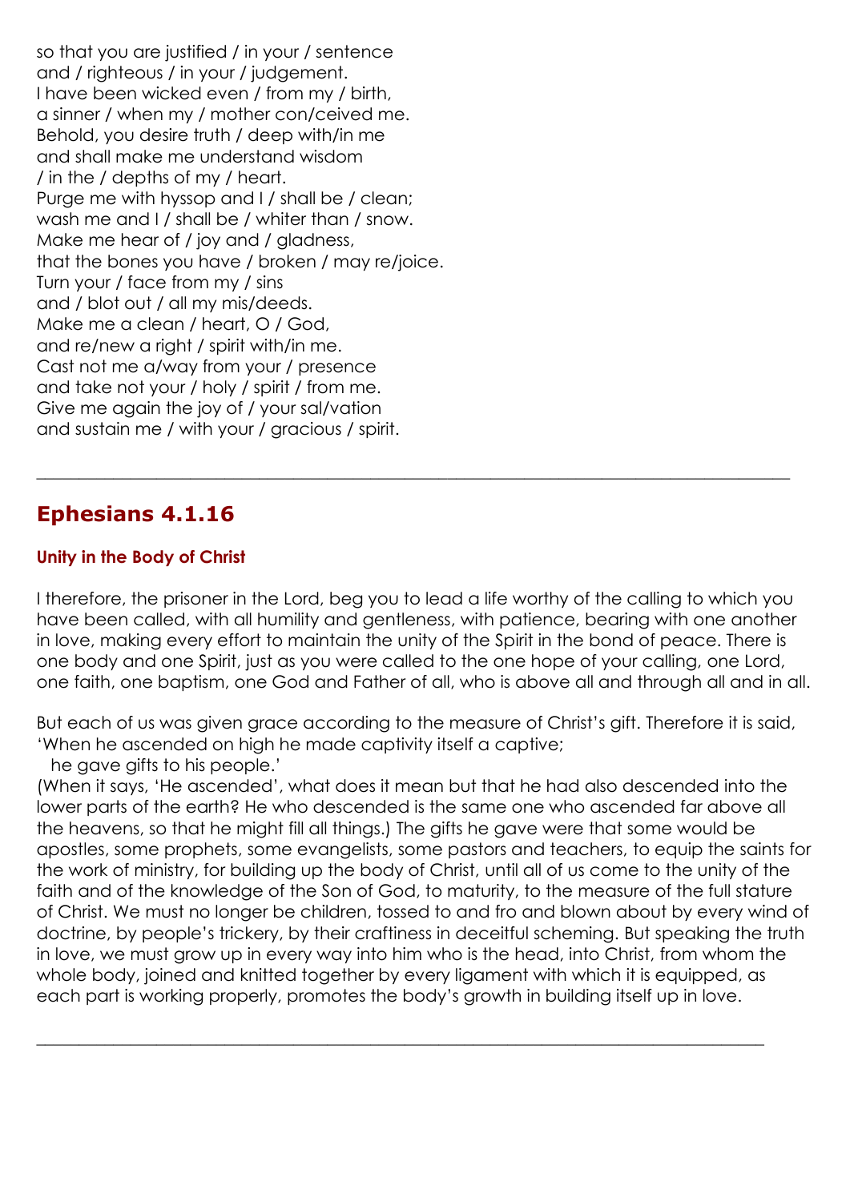so that you are justified / in your / sentence
and / righteous / in your / judgement.
I have been wicked even / from my / birth,
a sinner / when my / mother con/ceived me.
Behold, you desire truth / deep with/in me
and shall make me understand wisdom
/ in the / depths of my / heart.
Purge me with hyssop and I / shall be / clean;
wash me and I / shall be / whiter than / snow.
Make me hear of / joy and / gladness,
that the bones you have / broken / may re/joice.
Turn your / face from my / sins
and / blot out / all my mis/deeds.
Make me a clean / heart, O / God,
and re/new a right / spirit with/in me.
Cast not me a/way from your / presence
and take not your / holy / spirit / from me.
Give me again the joy of / your sal/vation
and sustain me / with your / gracious / spirit.

---

## Ephesians 4.1.16

### Unity in the Body of Christ

I therefore, the prisoner in the Lord, beg you to lead a life worthy of the calling to which you have been called, with all humility and gentleness, with patience, bearing with one another in love, making every effort to maintain the unity of the Spirit in the bond of peace. There is one body and one Spirit, just as you were called to the one hope of your calling, one Lord, one faith, one baptism, one God and Father of all, who is above all and through all and in all.

But each of us was given grace according to the measure of Christ's gift. Therefore it is said,
'When he ascended on high he made captivity itself a captive;
 he gave gifts to his people.'
(When it says, 'He ascended', what does it mean but that he had also descended into the lower parts of the earth? He who descended is the same one who ascended far above all the heavens, so that he might fill all things.) The gifts he gave were that some would be apostles, some prophets, some evangelists, some pastors and teachers, to equip the saints for the work of ministry, for building up the body of Christ, until all of us come to the unity of the faith and of the knowledge of the Son of God, to maturity, to the measure of the full stature of Christ. We must no longer be children, tossed to and fro and blown about by every wind of doctrine, by people's trickery, by their craftiness in deceitful scheming. But speaking the truth in love, we must grow up in every way into him who is the head, into Christ, from whom the whole body, joined and knitted together by every ligament with which it is equipped, as each part is working properly, promotes the body's growth in building itself up in love.

---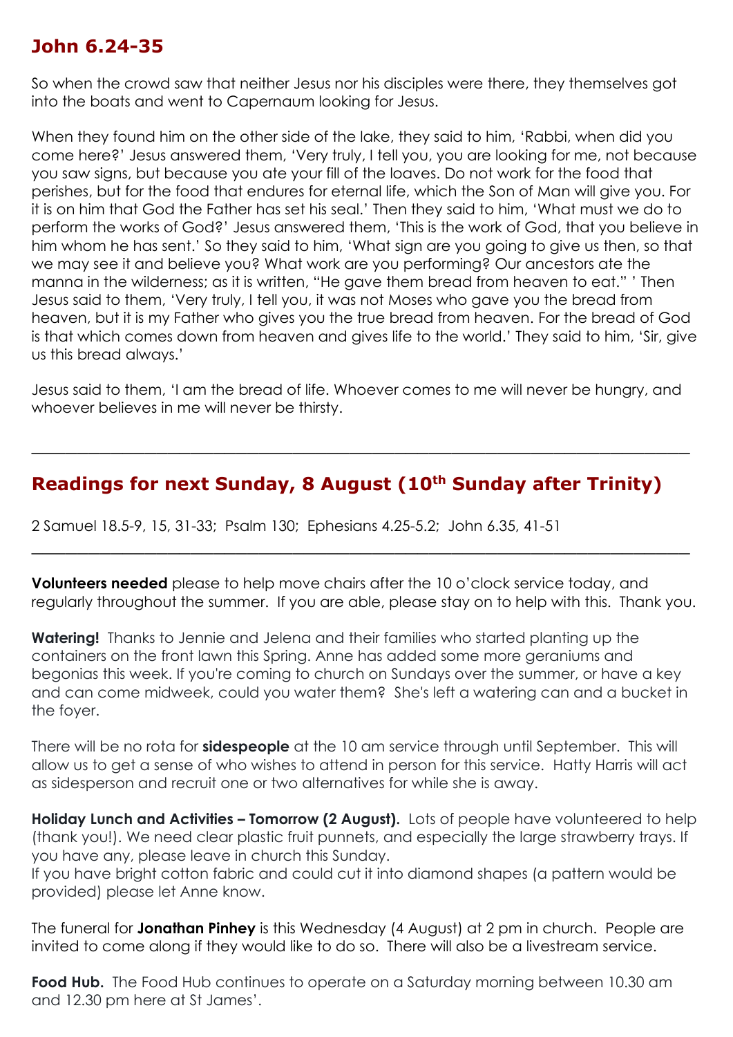## John 6.24-35

So when the crowd saw that neither Jesus nor his disciples were there, they themselves got into the boats and went to Capernaum looking for Jesus.

When they found him on the other side of the lake, they said to him, 'Rabbi, when did you come here?' Jesus answered them, 'Very truly, I tell you, you are looking for me, not because you saw signs, but because you ate your fill of the loaves. Do not work for the food that perishes, but for the food that endures for eternal life, which the Son of Man will give you. For it is on him that God the Father has set his seal.' Then they said to him, 'What must we do to perform the works of God?' Jesus answered them, 'This is the work of God, that you believe in him whom he has sent.' So they said to him, 'What sign are you going to give us then, so that we may see it and believe you? What work are you performing? Our ancestors ate the manna in the wilderness; as it is written, "He gave them bread from heaven to eat." ' Then Jesus said to them, 'Very truly, I tell you, it was not Moses who gave you the bread from heaven, but it is my Father who gives you the true bread from heaven. For the bread of God is that which comes down from heaven and gives life to the world.' They said to him, 'Sir, give us this bread always.'

Jesus said to them, 'I am the bread of life. Whoever comes to me will never be hungry, and whoever believes in me will never be thirsty.

---

## Readings for next Sunday, 8 August (10th Sunday after Trinity)

2 Samuel 18.5-9, 15, 31-33;  Psalm 130;  Ephesians 4.25-5.2;  John 6.35, 41-51

---

**Volunteers needed** please to help move chairs after the 10 o'clock service today, and regularly throughout the summer. If you are able, please stay on to help with this. Thank you.

**Watering!** Thanks to Jennie and Jelena and their families who started planting up the containers on the front lawn this Spring. Anne has added some more geraniums and begonias this week. If you're coming to church on Sundays over the summer, or have a key and can come midweek, could you water them? She's left a watering can and a bucket in the foyer.

There will be no rota for **sidespeople** at the 10 am service through until September. This will allow us to get a sense of who wishes to attend in person for this service. Hatty Harris will act as sidesperson and recruit one or two alternatives for while she is away.

**Holiday Lunch and Activities – Tomorrow (2 August).** Lots of people have volunteered to help (thank you!). We need clear plastic fruit punnets, and especially the large strawberry trays. If you have any, please leave in church this Sunday.
If you have bright cotton fabric and could cut it into diamond shapes (a pattern would be provided) please let Anne know.

The funeral for **Jonathan Pinhey** is this Wednesday (4 August) at 2 pm in church. People are invited to come along if they would like to do so. There will also be a livestream service.

**Food Hub.** The Food Hub continues to operate on a Saturday morning between 10.30 am and 12.30 pm here at St James'.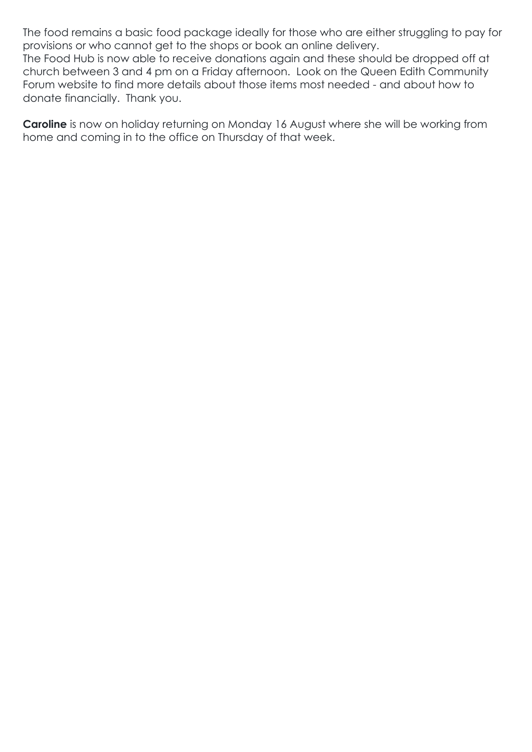The food remains a basic food package ideally for those who are either struggling to pay for provisions or who cannot get to the shops or book an online delivery.
The Food Hub is now able to receive donations again and these should be dropped off at church between 3 and 4 pm on a Friday afternoon. Look on the Queen Edith Community Forum website to find more details about those items most needed - and about how to donate financially. Thank you.

**Caroline** is now on holiday returning on Monday 16 August where she will be working from home and coming in to the office on Thursday of that week.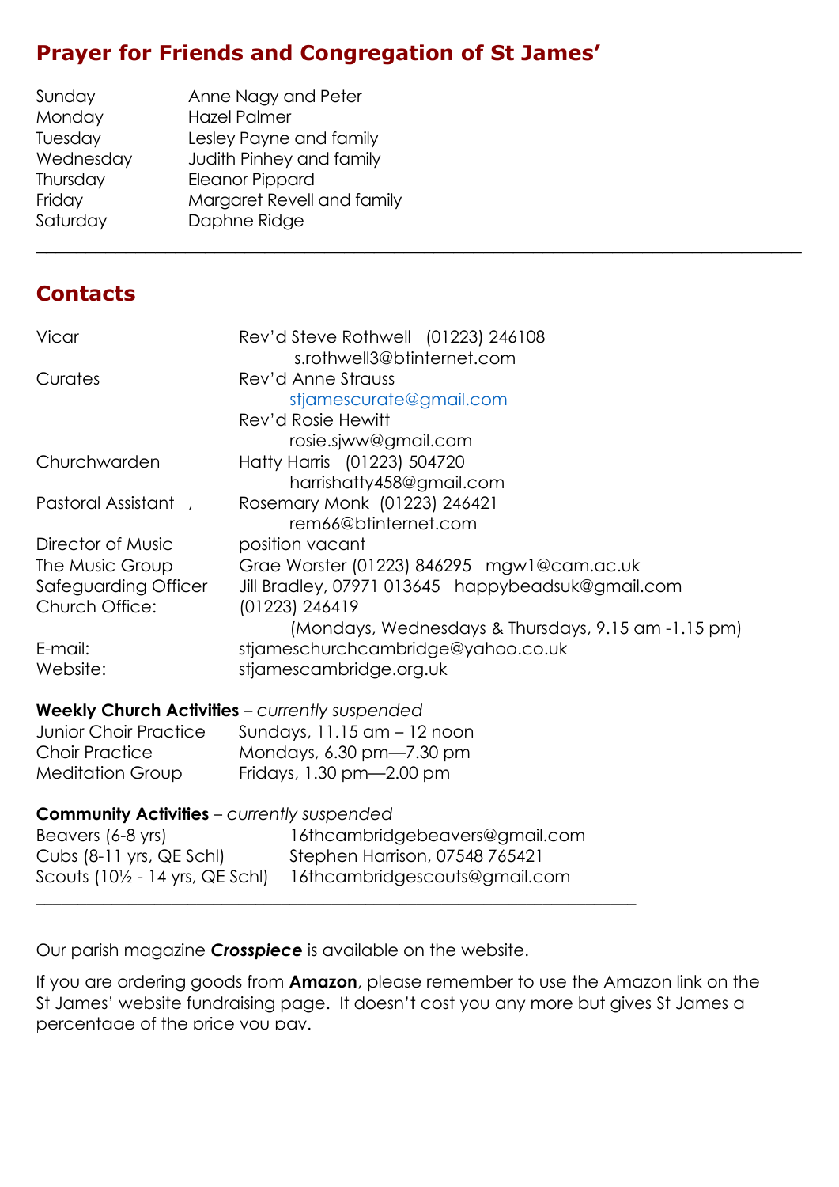## Prayer for Friends and Congregation of St James'

| | |
|---|---|
| Sunday | Anne Nagy and Peter |
| Monday | Hazel Palmer |
| Tuesday | Lesley Payne and family |
| Wednesday | Judith Pinhey and family |
| Thursday | Eleanor Pippard |
| Friday | Margaret Revell and family |
| Saturday | Daphne Ridge |

---

## Contacts

| | |
|---|---|
| Vicar | Rev'd Steve Rothwell (01223) 246108 s.rothwell3@btinternet.com |
| Curates | Rev'd Anne Strauss stjamescurate@gmail.com |
| | Rev'd Rosie Hewitt rosie.sjww@gmail.com |
| Churchwarden | Hatty Harris (01223) 504720 harrishatty458@gmail.com |
| Pastoral Assistant , | Rosemary Monk (01223) 246421 rem66@btinternet.com |
| Director of Music | position vacant |
| The Music Group | Grae Worster (01223) 846295 mgw1@cam.ac.uk |
| Safeguarding Officer | Jill Bradley, 07971 013645 happybeadsuk@gmail.com |
| Church Office: | (01223) 246419 (Mondays, Wednesdays & Thursdays, 9.15 am -1.15 pm) |
| E-mail: | stjameschurchcambridge@yahoo.co.uk |
| Website: | stjamescambridge.org.uk |

**Weekly Church Activities** – *currently suspended*

| | |
|---|---|
| Junior Choir Practice | Sundays, 11.15 am – 12 noon |
| Choir Practice | Mondays, 6.30 pm—7.30 pm |
| Meditation Group | Fridays, 1.30 pm—2.00 pm |

**Community Activities** – *currently suspended*

| | |
|---|---|
| Beavers (6-8 yrs) | 16thcambridgebeavers@gmail.com |
| Cubs (8-11 yrs, QE Schl) | Stephen Harrison, 07548 765421 |
| Scouts (10½ - 14 yrs, QE Schl) | 16thcambridgescouts@gmail.com |

---

Our parish magazine ***Crosspiece*** is available on the website.

If you are ordering goods from **Amazon**, please remember to use the Amazon link on the St James' website fundraising page. It doesn't cost you any more but gives St James a percentage of the price you pay.